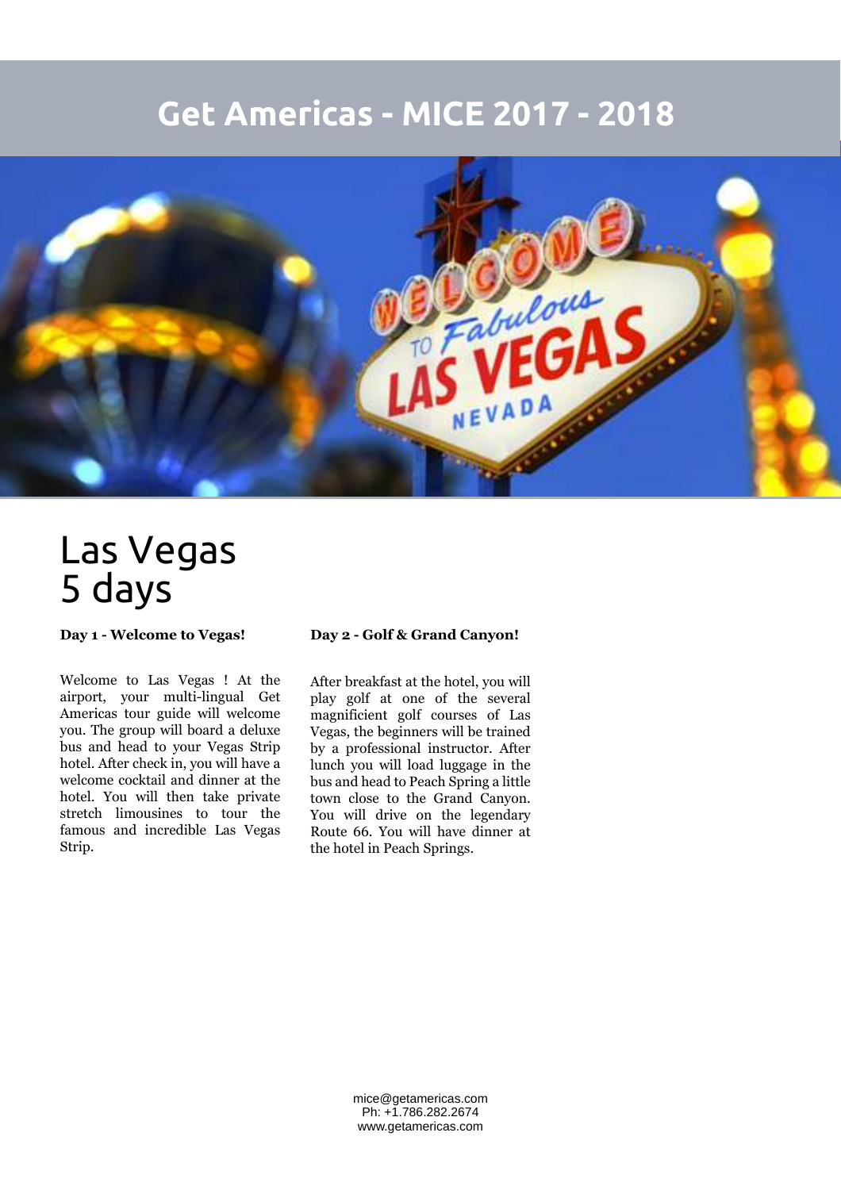# Get Americas - MICE 2017 - 2018

## Las Vegas
## 5 days

**Day 1 - Welcome to Vegas!**

Welcome to Las Vegas ! At the airport, your multi-lingual Get Americas tour guide will welcome you. The group will board a deluxe bus and head to your Vegas Strip hotel. After check in, you will have a welcome cocktail and dinner at the hotel. You will then take private stretch limousines to tour the famous and incredible Las Vegas Strip.

**Day 2 - Golf & Grand Canyon!**

After breakfast at the hotel, you will play golf at one of the several magnificient golf courses of Las Vegas, the beginners will be trained by a professional instructor. After lunch you will load luggage in the bus and head to Peach Spring a little town close to the Grand Canyon. You will drive on the legendary Route 66. You will have dinner at the hotel in Peach Springs.

mice@getamericas.com
Ph: +1.786.282.2674
www.getamericas.com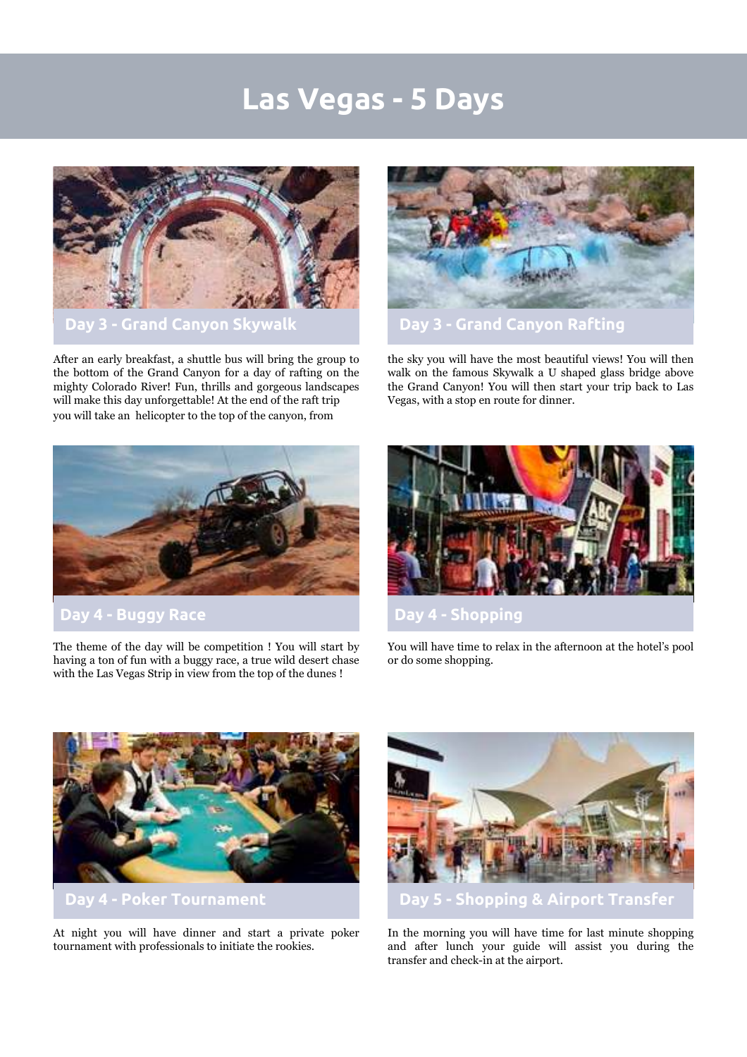# Las Vegas - 5 Days

## Day 3 - Grand Canyon Skywalk

## Day 3 - Grand Canyon Rafting

After an early breakfast, a shuttle bus will bring the group to the bottom of the Grand Canyon for a day of rafting on the mighty Colorado River! Fun, thrills and gorgeous landscapes will make this day unforgettable! At the end of the raft trip you will take an helicopter to the top of the canyon, from the sky you will have the most beautiful views! You will then walk on the famous Skywalk a U shaped glass bridge above the Grand Canyon! You will then start your trip back to Las Vegas, with a stop en route for dinner.

## Day 4 - Buggy Race

The theme of the day will be competition ! You will start by having a ton of fun with a buggy race, a true wild desert chase with the Las Vegas Strip in view from the top of the dunes !

## Day 4 - Shopping

You will have time to relax in the afternoon at the hotel's pool or do some shopping.

## Day 4 - Poker Tournament

At night you will have dinner and start a private poker tournament with professionals to initiate the rookies.

## Day 5 - Shopping & Airport Transfer

In the morning you will have time for last minute shopping and after lunch your guide will assist you during the transfer and check-in at the airport.